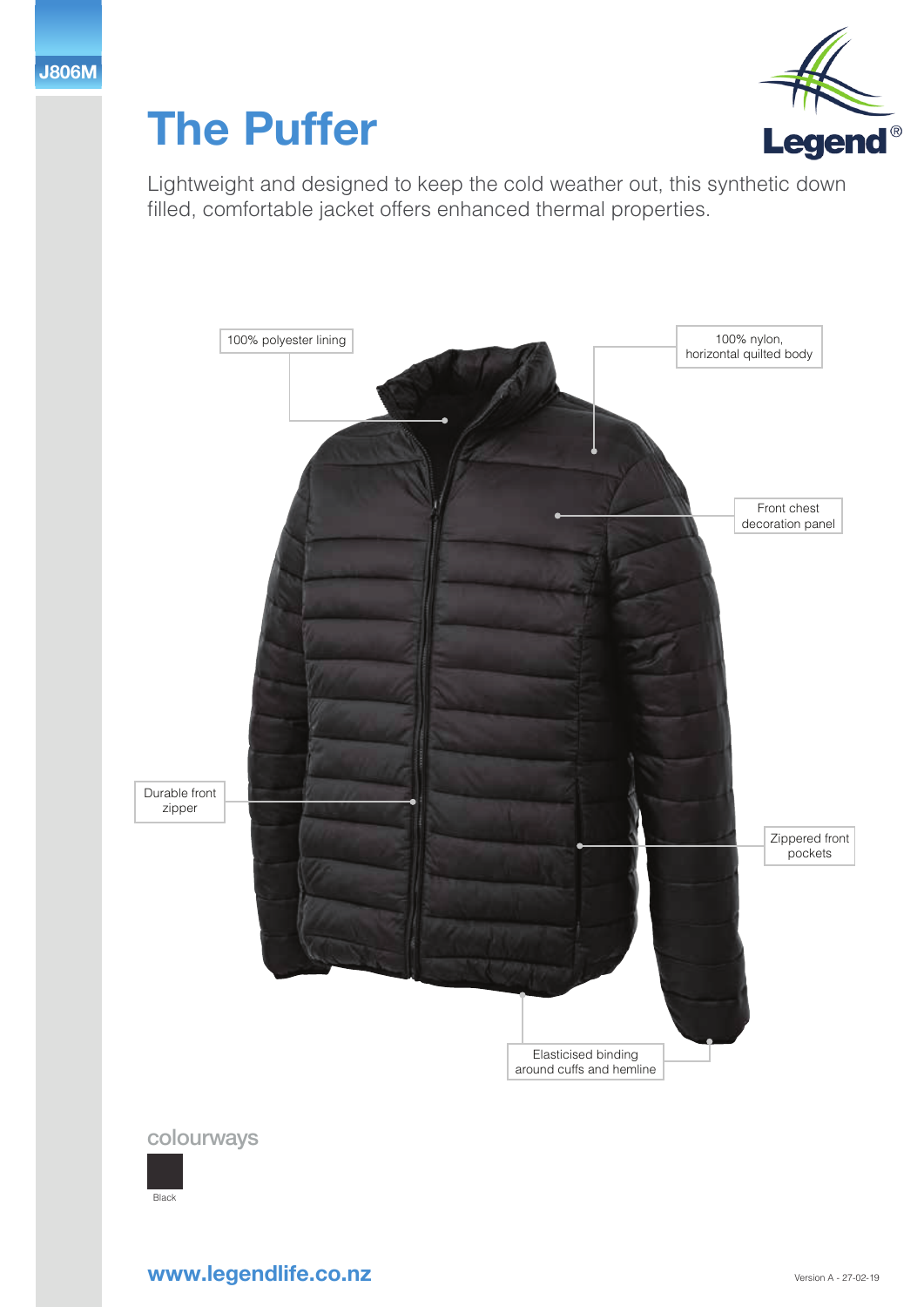J806M

# The Puffer

Legend®

Lightweight and designed to keep the cold weather out, this synthetic down filled, comfortable jacket offers enhanced thermal properties.

- 100% polyester lining
- 100% nylon, horizontal quilted body
- Front chest decoration panel
- Durable front zipper
- Zippered front pockets
- Elasticised binding around cuffs and hemline

## colourways

Black

www.legendlife.co.nz

Version A - 27-02-19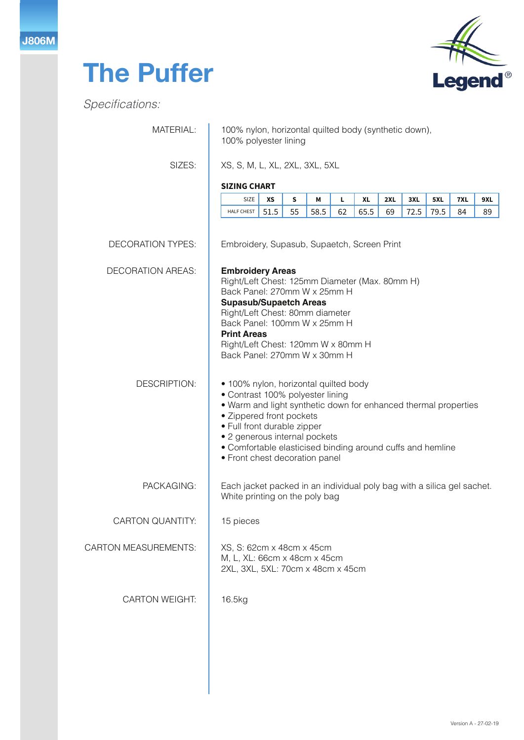J806M

# The Puffer

Legend®

*Specifications:*

MATERIAL: 100% nylon, horizontal quilted body (synthetic down), 100% polyester lining

SIZES: XS, S, M, L, XL, 2XL, 3XL, 5XL

**SIZING CHART**

| SIZE | XS | S | M | L | XL | 2XL | 3XL | 5XL | 7XL | 9XL |
|---|---|---|---|---|---|---|---|---|---|---|
| HALF CHEST | 51.5 | 55 | 58.5 | 62 | 65.5 | 69 | 72.5 | 79.5 | 84 | 89 |

DECORATION TYPES: Embroidery, Supasub, Supaetch, Screen Print

DECORATION AREAS:

**Embroidery Areas**
Right/Left Chest: 125mm Diameter (Max. 80mm H)
Back Panel: 270mm W x 25mm H
**Supasub/Supaetch Areas**
Right/Left Chest: 80mm diameter
Back Panel: 100mm W x 25mm H
**Print Areas**
Right/Left Chest: 120mm W x 80mm H
Back Panel: 270mm W x 30mm H

DESCRIPTION:

- 100% nylon, horizontal quilted body
- Contrast 100% polyester lining
- Warm and light synthetic down for enhanced thermal properties
- Zippered front pockets
- Full front durable zipper
- 2 generous internal pockets
- Comfortable elasticised binding around cuffs and hemline
- Front chest decoration panel

PACKAGING: Each jacket packed in an individual poly bag with a silica gel sachet. White printing on the poly bag

CARTON QUANTITY: 15 pieces

CARTON MEASUREMENTS:
XS, S: 62cm x 48cm x 45cm
M, L, XL: 66cm x 48cm x 45cm
2XL, 3XL, 5XL: 70cm x 48cm x 45cm

CARTON WEIGHT: 16.5kg

Version A - 27-02-19